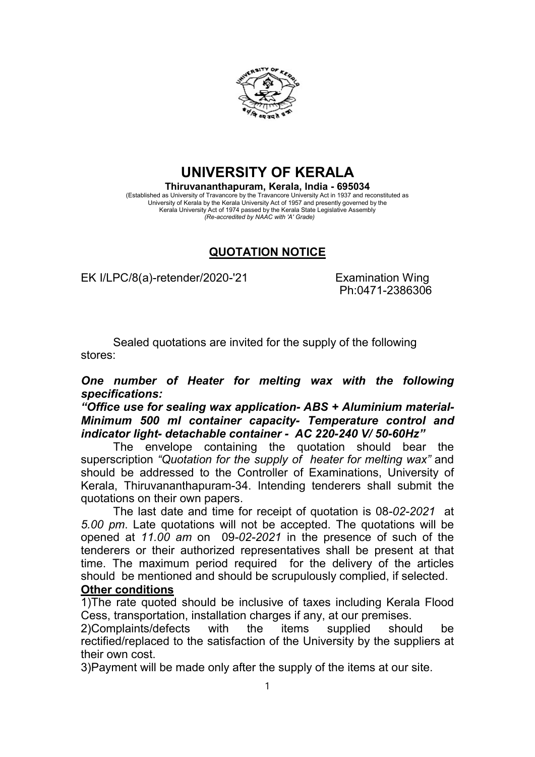# UNIVERSITY OF KERALA

**Thiruvananthapuram, Kerala, India - 695034**

(Established as University of Travancore by the Travancore University Act in 1937 and reconstituted as University of Kerala by the Kerala University Act of 1957 and presently governed by the Kerala University Act of 1974 passed by the Kerala State Legislative Assembly
*(Re-accredited by NAAC with 'A' Grade)*

## QUOTATION NOTICE

EK I/LPC/8(a)-retender/2020-'21 Examination Wing
Ph:0471-2386306

Sealed quotations are invited for the supply of the following stores:

***One number of Heater for melting wax with the following specifications:***

***"Office use for sealing wax application- ABS + Aluminium material- Minimum 500 ml container capacity- Temperature control and indicator light- detachable container - AC 220-240 V/ 50-60Hz"***

The envelope containing the quotation should bear the superscription *"Quotation for the supply of heater for melting wax"* and should be addressed to the Controller of Examinations, University of Kerala, Thiruvananthapuram-34. Intending tenderers shall submit the quotations on their own papers.

The last date and time for receipt of quotation is 08-*02-2021* at *5.00 pm*. Late quotations will not be accepted. The quotations will be opened at *11.00 am* on 09-*02-2021* in the presence of such of the tenderers or their authorized representatives shall be present at that time. The maximum period required for the delivery of the articles should be mentioned and should be scrupulously complied, if selected.

**Other conditions**

1)The rate quoted should be inclusive of taxes including Kerala Flood Cess, transportation, installation charges if any, at our premises.

2)Complaints/defects with the items supplied should be rectified/replaced to the satisfaction of the University by the suppliers at their own cost.

3)Payment will be made only after the supply of the items at our site.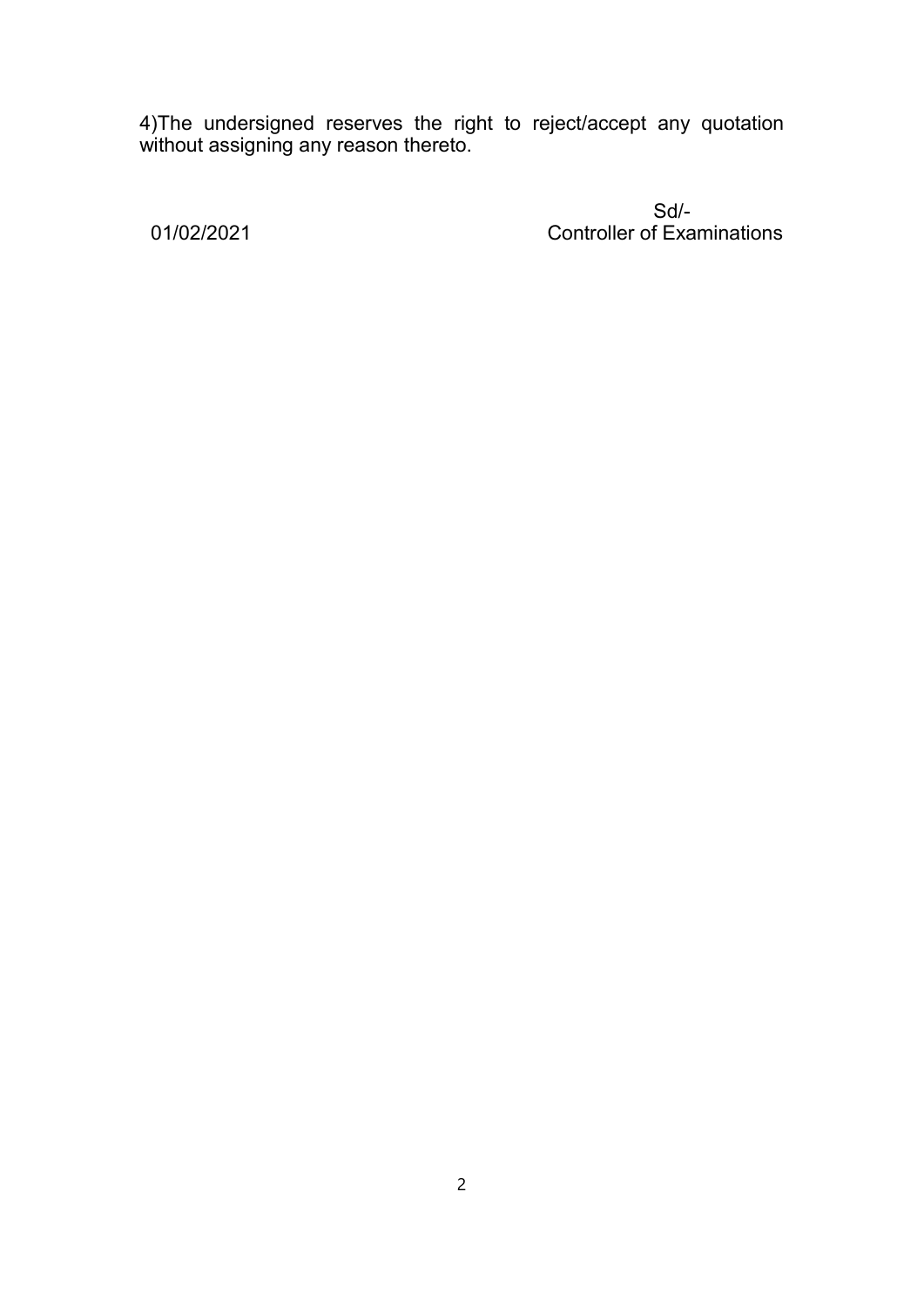4)The undersigned reserves the right to reject/accept any quotation without assigning any reason thereto.

Sd/-

01/02/2021 Controller of Examinations